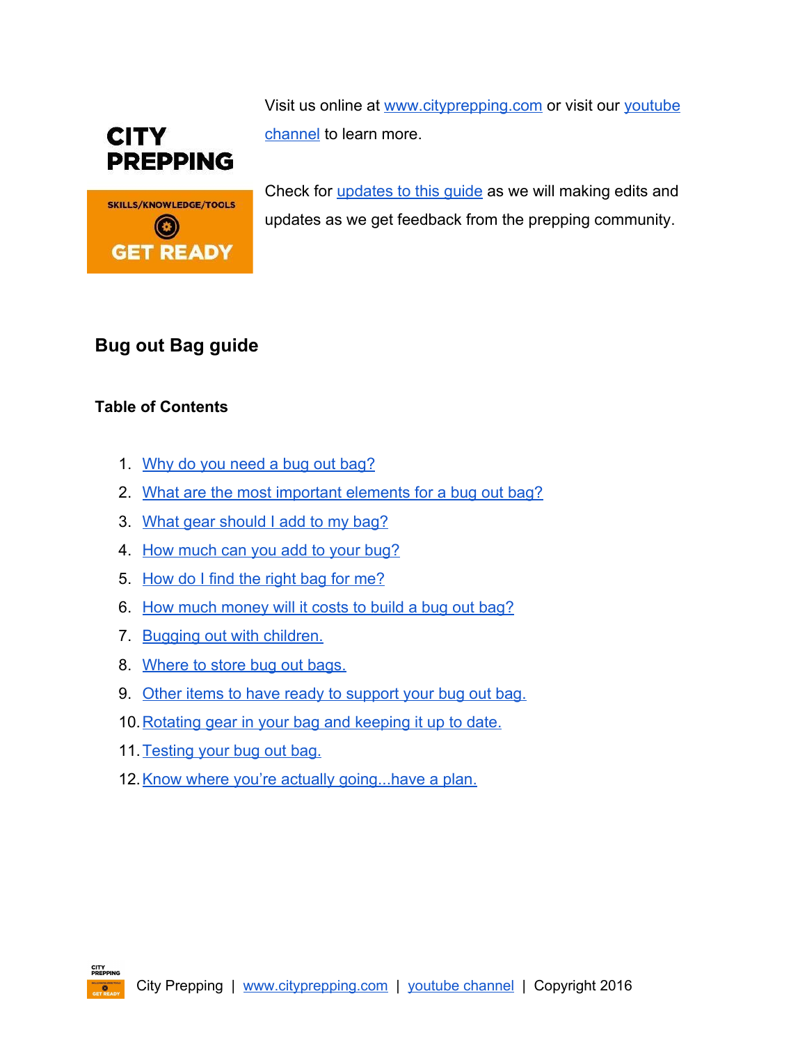CITY PREPPING

SKILLS/KNOWLEDGE/TOOLS

GET READY

Visit us online at [www.cityprepping.com](http://www.cityprepping.com) or visit our [youtube channel](#) to learn more.

Check for [updates to this guide](#) as we will making edits and updates as we get feedback from the prepping community.

# Bug out Bag guide

## Table of Contents

1. [Why do you need a bug out bag?](#)
2. [What are the most important elements for a bug out bag?](#)
3. [What gear should I add to my bag?](#)
4. [How much can you add to your bug?](#)
5. [How do I find the right bag for me?](#)
6. [How much money will it costs to build a bug out bag?](#)
7. [Bugging out with children.](#)
8. [Where to store bug out bags.](#)
9. [Other items to have ready to support your bug out bag.](#)
10. [Rotating gear in your bag and keeping it up to date.](#)
11. [Testing your bug out bag.](#)
12. [Know where you're actually going...have a plan.](#)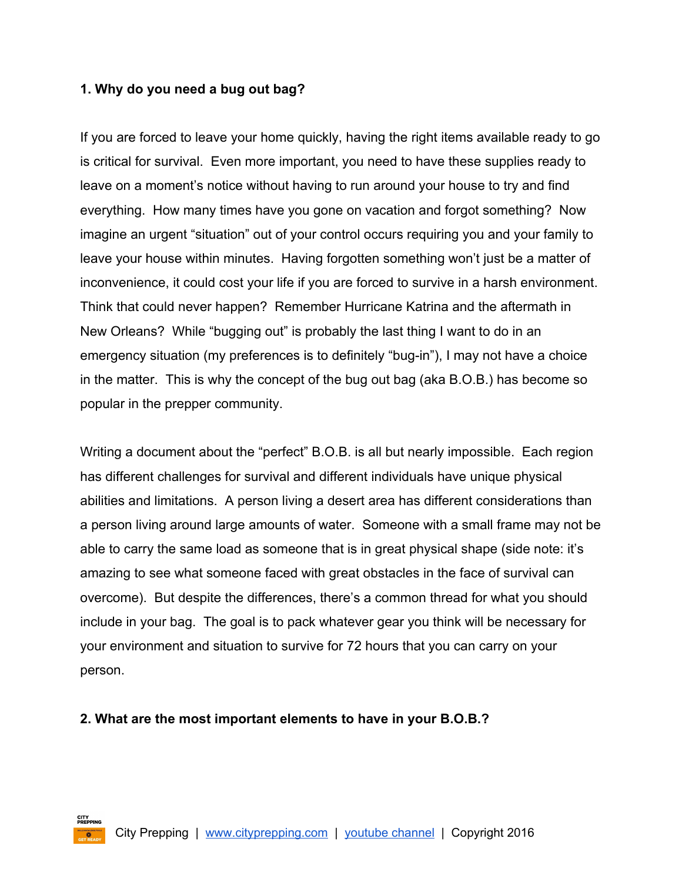**1. Why do you need a bug out bag?**

If you are forced to leave your home quickly, having the right items available ready to go is critical for survival. Even more important, you need to have these supplies ready to leave on a moment's notice without having to run around your house to try and find everything. How many times have you gone on vacation and forgot something? Now imagine an urgent "situation" out of your control occurs requiring you and your family to leave your house within minutes. Having forgotten something won't just be a matter of inconvenience, it could cost your life if you are forced to survive in a harsh environment. Think that could never happen? Remember Hurricane Katrina and the aftermath in New Orleans? While "bugging out" is probably the last thing I want to do in an emergency situation (my preferences is to definitely "bug-in"), I may not have a choice in the matter. This is why the concept of the bug out bag (aka B.O.B.) has become so popular in the prepper community.

Writing a document about the "perfect" B.O.B. is all but nearly impossible. Each region has different challenges for survival and different individuals have unique physical abilities and limitations. A person living a desert area has different considerations than a person living around large amounts of water. Someone with a small frame may not be able to carry the same load as someone that is in great physical shape (side note: it's amazing to see what someone faced with great obstacles in the face of survival can overcome). But despite the differences, there's a common thread for what you should include in your bag. The goal is to pack whatever gear you think will be necessary for your environment and situation to survive for 72 hours that you can carry on your person.

**2. What are the most important elements to have in your B.O.B.?**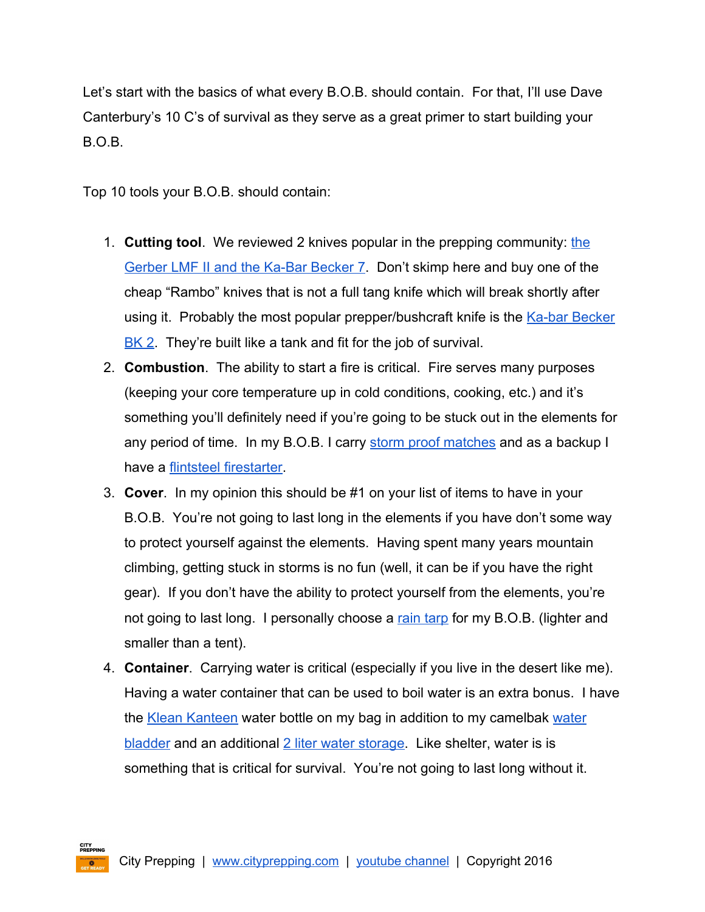Let's start with the basics of what every B.O.B. should contain. For that, I'll use Dave Canterbury's 10 C's of survival as they serve as a great primer to start building your B.O.B.

Top 10 tools your B.O.B. should contain:

1. **Cutting tool**. We reviewed 2 knives popular in the prepping community: the Gerber LMF II and the Ka-Bar Becker 7. Don't skimp here and buy one of the cheap "Rambo" knives that is not a full tang knife which will break shortly after using it. Probably the most popular prepper/bushcraft knife is the Ka-bar Becker BK 2. They're built like a tank and fit for the job of survival.
2. **Combustion**. The ability to start a fire is critical. Fire serves many purposes (keeping your core temperature up in cold conditions, cooking, etc.) and it's something you'll definitely need if you're going to be stuck out in the elements for any period of time. In my B.O.B. I carry storm proof matches and as a backup I have a flintsteel firestarter.
3. **Cover**. In my opinion this should be #1 on your list of items to have in your B.O.B. You're not going to last long in the elements if you have don't some way to protect yourself against the elements. Having spent many years mountain climbing, getting stuck in storms is no fun (well, it can be if you have the right gear). If you don't have the ability to protect yourself from the elements, you're not going to last long. I personally choose a rain tarp for my B.O.B. (lighter and smaller than a tent).
4. **Container**. Carrying water is critical (especially if you live in the desert like me). Having a water container that can be used to boil water is an extra bonus. I have the Klean Kanteen water bottle on my bag in addition to my camelbak water bladder and an additional 2 liter water storage. Like shelter, water is is something that is critical for survival. You're not going to last long without it.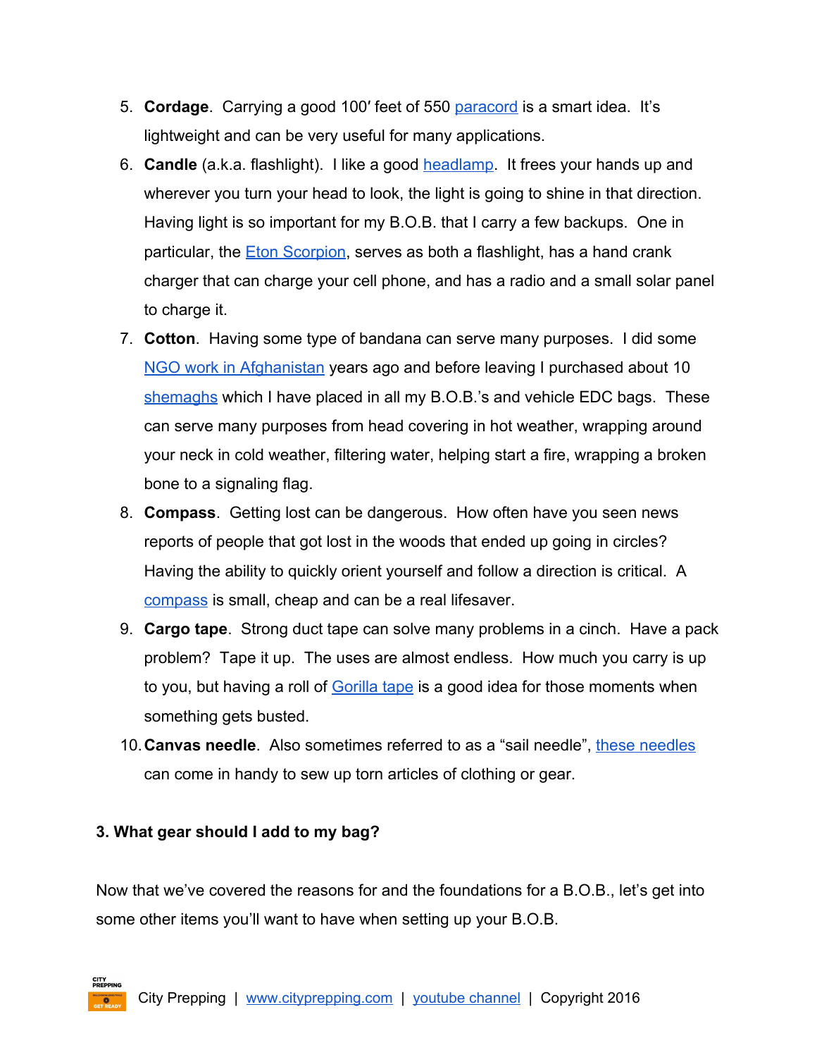5. **Cordage**. Carrying a good 100′ feet of 550 paracord is a smart idea. It's lightweight and can be very useful for many applications.
6. **Candle** (a.k.a. flashlight). I like a good headlamp. It frees your hands up and wherever you turn your head to look, the light is going to shine in that direction. Having light is so important for my B.O.B. that I carry a few backups. One in particular, the Eton Scorpion, serves as both a flashlight, has a hand crank charger that can charge your cell phone, and has a radio and a small solar panel to charge it.
7. **Cotton**. Having some type of bandana can serve many purposes. I did some NGO work in Afghanistan years ago and before leaving I purchased about 10 shemaghs which I have placed in all my B.O.B.'s and vehicle EDC bags. These can serve many purposes from head covering in hot weather, wrapping around your neck in cold weather, filtering water, helping start a fire, wrapping a broken bone to a signaling flag.
8. **Compass**. Getting lost can be dangerous. How often have you seen news reports of people that got lost in the woods that ended up going in circles? Having the ability to quickly orient yourself and follow a direction is critical. A compass is small, cheap and can be a real lifesaver.
9. **Cargo tape**. Strong duct tape can solve many problems in a cinch. Have a pack problem? Tape it up. The uses are almost endless. How much you carry is up to you, but having a roll of Gorilla tape is a good idea for those moments when something gets busted.
10. **Canvas needle**. Also sometimes referred to as a "sail needle", these needles can come in handy to sew up torn articles of clothing or gear.

### 3. What gear should I add to my bag?

Now that we've covered the reasons for and the foundations for a B.O.B., let's get into some other items you'll want to have when setting up your B.O.B.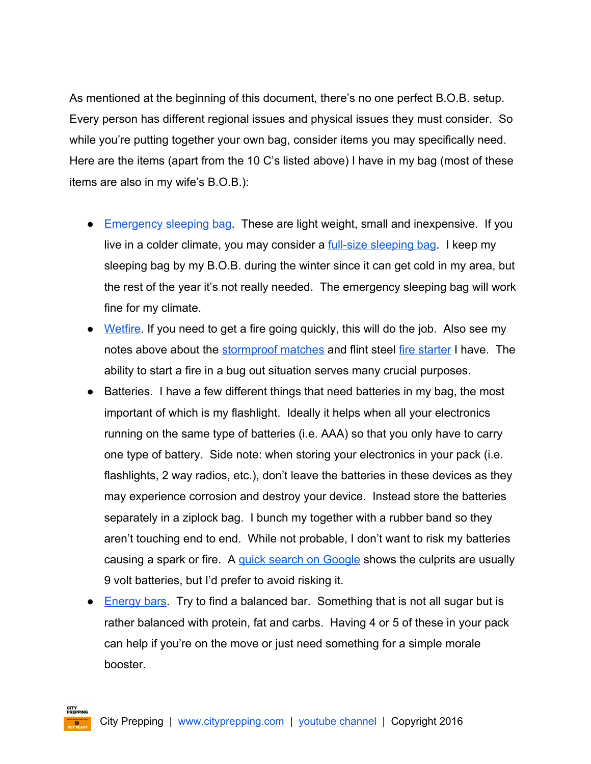As mentioned at the beginning of this document, there's no one perfect B.O.B. setup. Every person has different regional issues and physical issues they must consider. So while you're putting together your own bag, consider items you may specifically need. Here are the items (apart from the 10 C's listed above) I have in my bag (most of these items are also in my wife's B.O.B.):

- Emergency sleeping bag. These are light weight, small and inexpensive. If you live in a colder climate, you may consider a full-size sleeping bag. I keep my sleeping bag by my B.O.B. during the winter since it can get cold in my area, but the rest of the year it's not really needed. The emergency sleeping bag will work fine for my climate.
- Wetfire. If you need to get a fire going quickly, this will do the job. Also see my notes above about the stormproof matches and flint steel fire starter I have. The ability to start a fire in a bug out situation serves many crucial purposes.
- Batteries. I have a few different things that need batteries in my bag, the most important of which is my flashlight. Ideally it helps when all your electronics running on the same type of batteries (i.e. AAA) so that you only have to carry one type of battery. Side note: when storing your electronics in your pack (i.e. flashlights, 2 way radios, etc.), don't leave the batteries in these devices as they may experience corrosion and destroy your device. Instead store the batteries separately in a ziplock bag. I bunch my together with a rubber band so they aren't touching end to end. While not probable, I don't want to risk my batteries causing a spark or fire. A quick search on Google shows the culprits are usually 9 volt batteries, but I'd prefer to avoid risking it.
- Energy bars. Try to find a balanced bar. Something that is not all sugar but is rather balanced with protein, fat and carbs. Having 4 or 5 of these in your pack can help if you're on the move or just need something for a simple morale booster.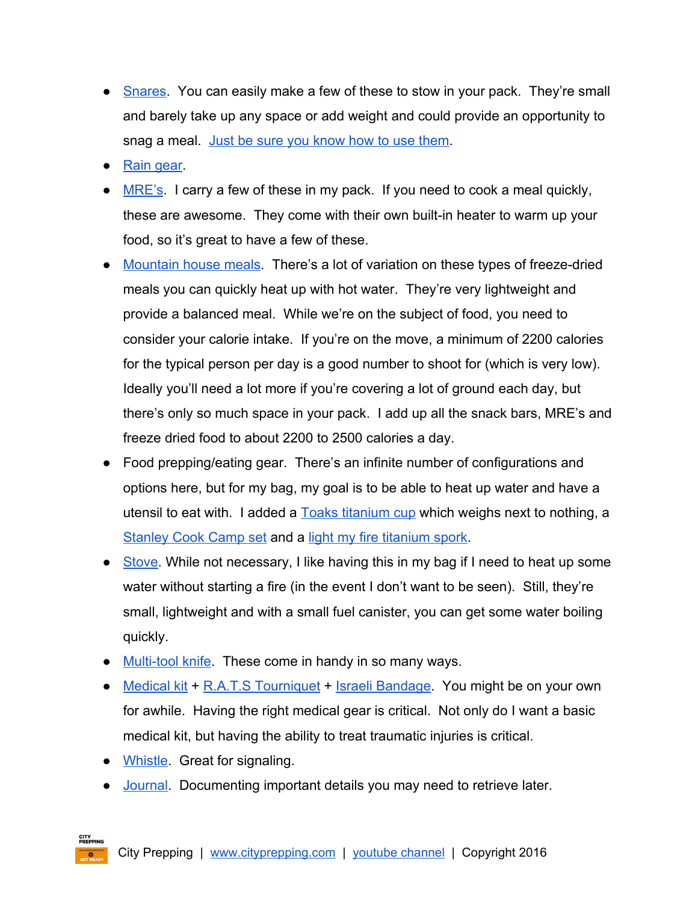- Snares. You can easily make a few of these to stow in your pack. They're small and barely take up any space or add weight and could provide an opportunity to snag a meal. Just be sure you know how to use them.
- Rain gear.
- MRE's. I carry a few of these in my pack. If you need to cook a meal quickly, these are awesome. They come with their own built-in heater to warm up your food, so it's great to have a few of these.
- Mountain house meals. There's a lot of variation on these types of freeze-dried meals you can quickly heat up with hot water. They're very lightweight and provide a balanced meal. While we're on the subject of food, you need to consider your calorie intake. If you're on the move, a minimum of 2200 calories for the typical person per day is a good number to shoot for (which is very low). Ideally you'll need a lot more if you're covering a lot of ground each day, but there's only so much space in your pack. I add up all the snack bars, MRE's and freeze dried food to about 2200 to 2500 calories a day.
- Food prepping/eating gear. There's an infinite number of configurations and options here, but for my bag, my goal is to be able to heat up water and have a utensil to eat with. I added a Toaks titanium cup which weighs next to nothing, a Stanley Cook Camp set and a light my fire titanium spork.
- Stove. While not necessary, I like having this in my bag if I need to heat up some water without starting a fire (in the event I don't want to be seen). Still, they're small, lightweight and with a small fuel canister, you can get some water boiling quickly.
- Multi-tool knife. These come in handy in so many ways.
- Medical kit + R.A.T.S Tourniquet + Israeli Bandage. You might be on your own for awhile. Having the right medical gear is critical. Not only do I want a basic medical kit, but having the ability to treat traumatic injuries is critical.
- Whistle. Great for signaling.
- Journal. Documenting important details you may need to retrieve later.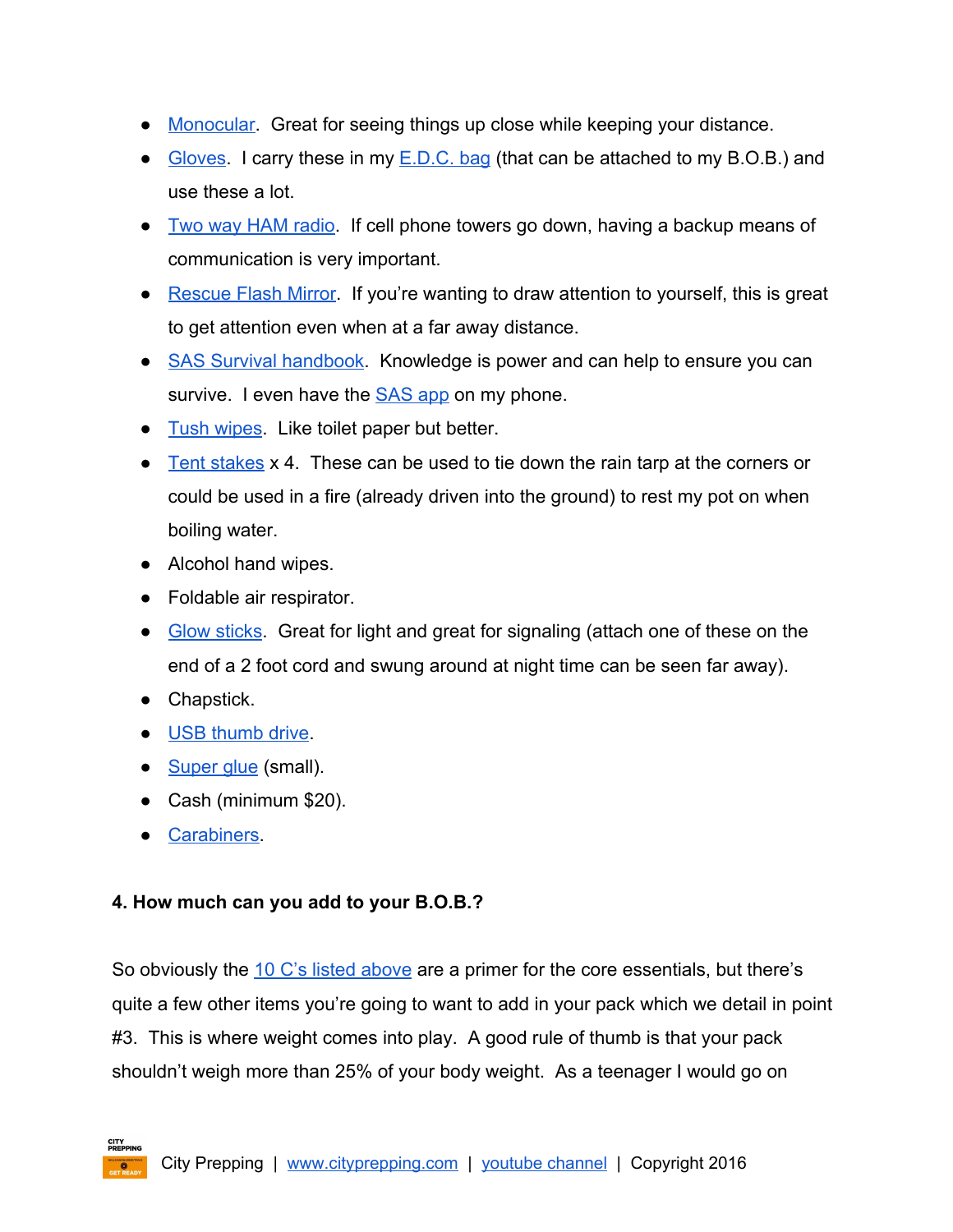- Monocular.  Great for seeing things up close while keeping your distance.
- Gloves.  I carry these in my E.D.C. bag (that can be attached to my B.O.B.) and use these a lot.
- Two way HAM radio.  If cell phone towers go down, having a backup means of communication is very important.
- Rescue Flash Mirror.  If you're wanting to draw attention to yourself, this is great to get attention even when at a far away distance.
- SAS Survival handbook.  Knowledge is power and can help to ensure you can survive.  I even have the SAS app on my phone.
- Tush wipes.  Like toilet paper but better.
- Tent stakes x 4.  These can be used to tie down the rain tarp at the corners or could be used in a fire (already driven into the ground) to rest my pot on when boiling water.
- Alcohol hand wipes.
- Foldable air respirator.
- Glow sticks.  Great for light and great for signaling (attach one of these on the end of a 2 foot cord and swung around at night time can be seen far away).
- Chapstick.
- USB thumb drive.
- Super glue (small).
- Cash (minimum $20).
- Carabiners.

**4. How much can you add to your B.O.B.?**

So obviously the 10 C's listed above are a primer for the core essentials, but there's quite a few other items you're going to want to add in your pack which we detail in point #3.  This is where weight comes into play.  A good rule of thumb is that your pack shouldn't weigh more than 25% of your body weight.  As a teenager I would go on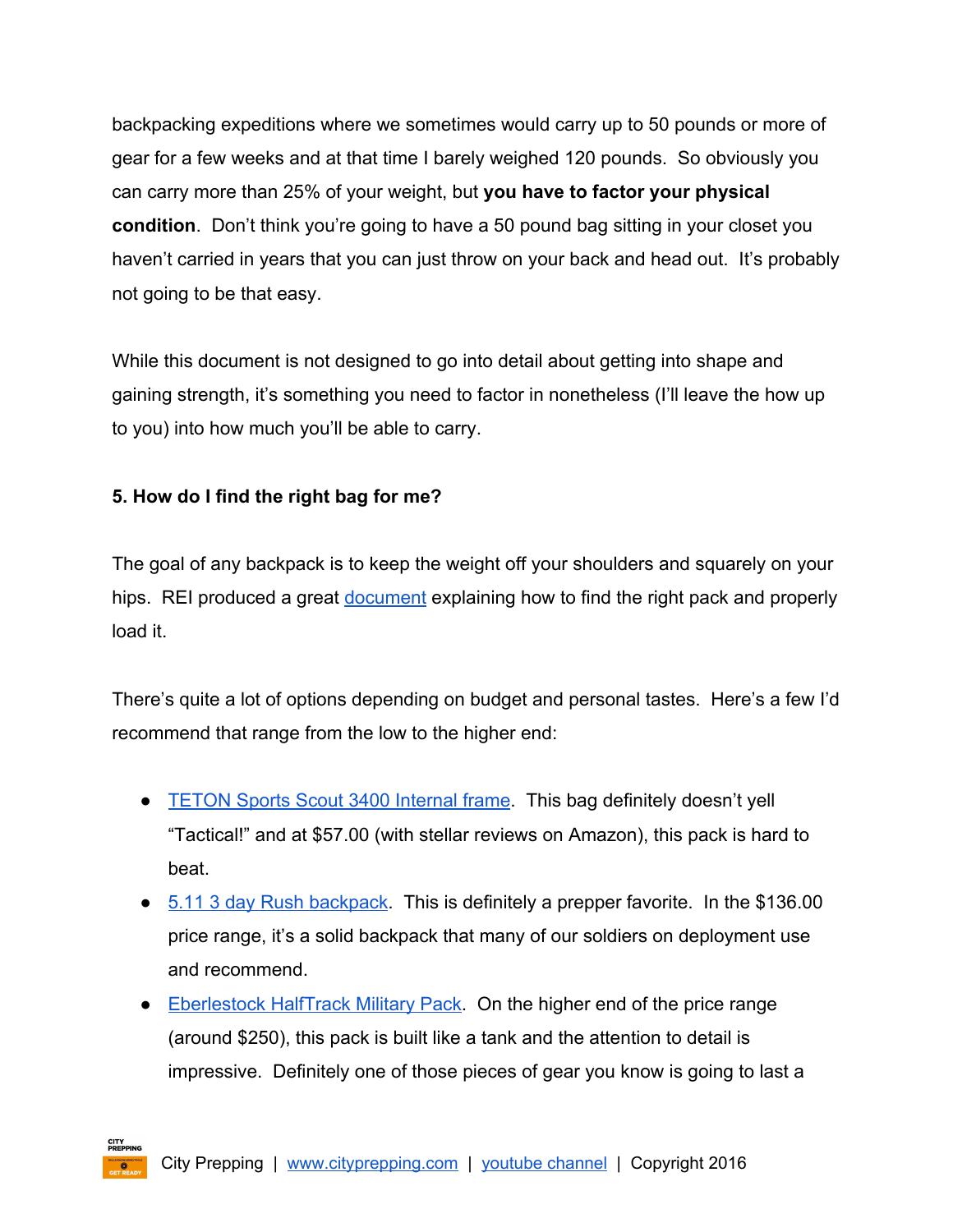backpacking expeditions where we sometimes would carry up to 50 pounds or more of gear for a few weeks and at that time I barely weighed 120 pounds. So obviously you can carry more than 25% of your weight, but **you have to factor your physical condition**. Don't think you're going to have a 50 pound bag sitting in your closet you haven't carried in years that you can just throw on your back and head out. It's probably not going to be that easy.

While this document is not designed to go into detail about getting into shape and gaining strength, it's something you need to factor in nonetheless (I'll leave the how up to you) into how much you'll be able to carry.

**5. How do I find the right bag for me?**

The goal of any backpack is to keep the weight off your shoulders and squarely on your hips. REI produced a great document explaining how to find the right pack and properly load it.

There's quite a lot of options depending on budget and personal tastes. Here's a few I'd recommend that range from the low to the higher end:

- TETON Sports Scout 3400 Internal frame. This bag definitely doesn't yell "Tactical!" and at $57.00 (with stellar reviews on Amazon), this pack is hard to beat.
- 5.11 3 day Rush backpack. This is definitely a prepper favorite. In the $136.00 price range, it's a solid backpack that many of our soldiers on deployment use and recommend.
- Eberlestock HalfTrack Military Pack. On the higher end of the price range (around $250), this pack is built like a tank and the attention to detail is impressive. Definitely one of those pieces of gear you know is going to last a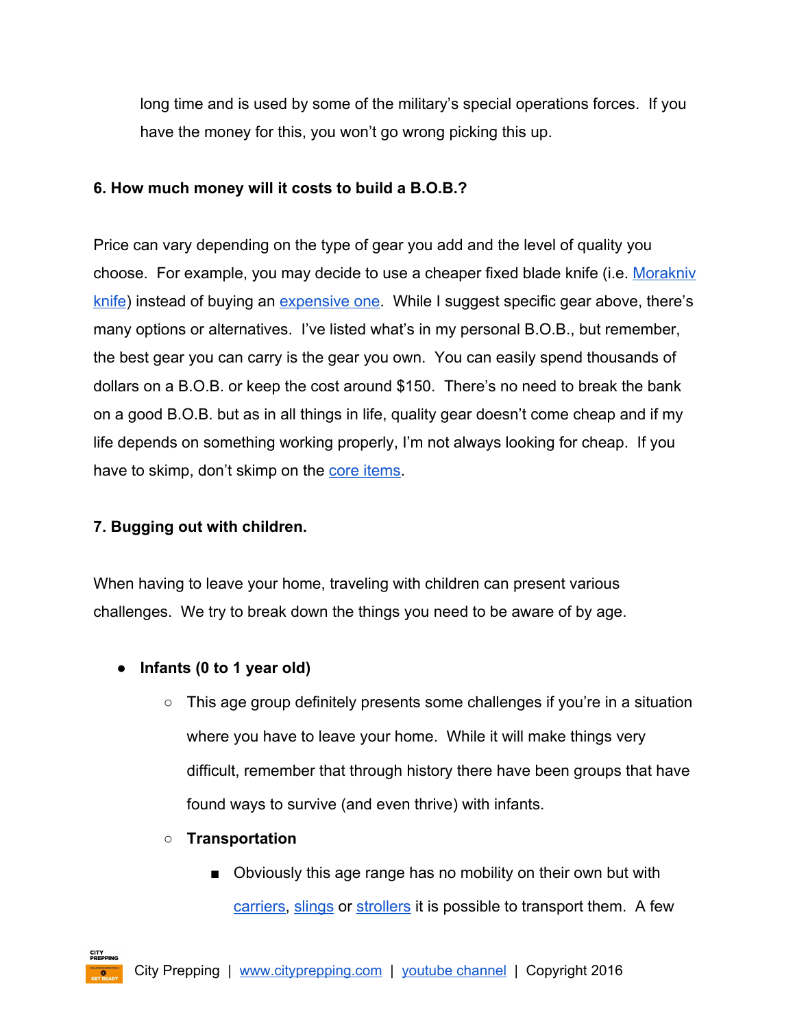long time and is used by some of the military's special operations forces. If you have the money for this, you won't go wrong picking this up.

**6. How much money will it costs to build a B.O.B.?**

Price can vary depending on the type of gear you add and the level of quality you choose. For example, you may decide to use a cheaper fixed blade knife (i.e. Morakniv knife) instead of buying an expensive one. While I suggest specific gear above, there's many options or alternatives. I've listed what's in my personal B.O.B., but remember, the best gear you can carry is the gear you own. You can easily spend thousands of dollars on a B.O.B. or keep the cost around $150. There's no need to break the bank on a good B.O.B. but as in all things in life, quality gear doesn't come cheap and if my life depends on something working properly, I'm not always looking for cheap. If you have to skimp, don't skimp on the core items.

**7. Bugging out with children.**

When having to leave your home, traveling with children can present various challenges. We try to break down the things you need to be aware of by age.

- **Infants (0 to 1 year old)**
  - This age group definitely presents some challenges if you're in a situation where you have to leave your home. While it will make things very difficult, remember that through history there have been groups that have found ways to survive (and even thrive) with infants.
  - **Transportation**
    - Obviously this age range has no mobility on their own but with carriers, slings or strollers it is possible to transport them. A few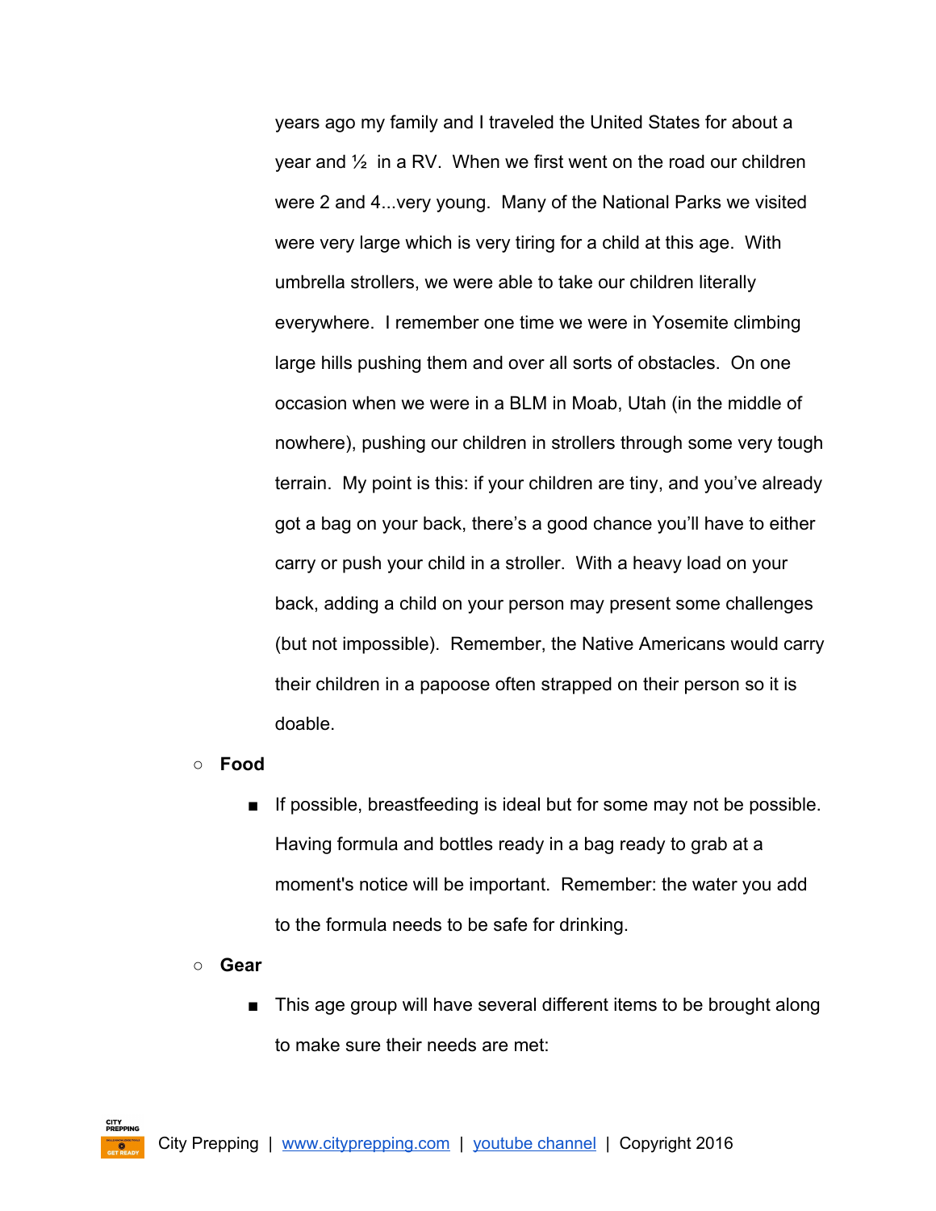years ago my family and I traveled the United States for about a year and ½ in a RV. When we first went on the road our children were 2 and 4...very young. Many of the National Parks we visited were very large which is very tiring for a child at this age. With umbrella strollers, we were able to take our children literally everywhere. I remember one time we were in Yosemite climbing large hills pushing them and over all sorts of obstacles. On one occasion when we were in a BLM in Moab, Utah (in the middle of nowhere), pushing our children in strollers through some very tough terrain. My point is this: if your children are tiny, and you've already got a bag on your back, there's a good chance you'll have to either carry or push your child in a stroller. With a heavy load on your back, adding a child on your person may present some challenges (but not impossible). Remember, the Native Americans would carry their children in a papoose often strapped on their person so it is doable.

- **Food**
  - If possible, breastfeeding is ideal but for some may not be possible. Having formula and bottles ready in a bag ready to grab at a moment's notice will be important. Remember: the water you add to the formula needs to be safe for drinking.
- **Gear**
  - This age group will have several different items to be brought along to make sure their needs are met: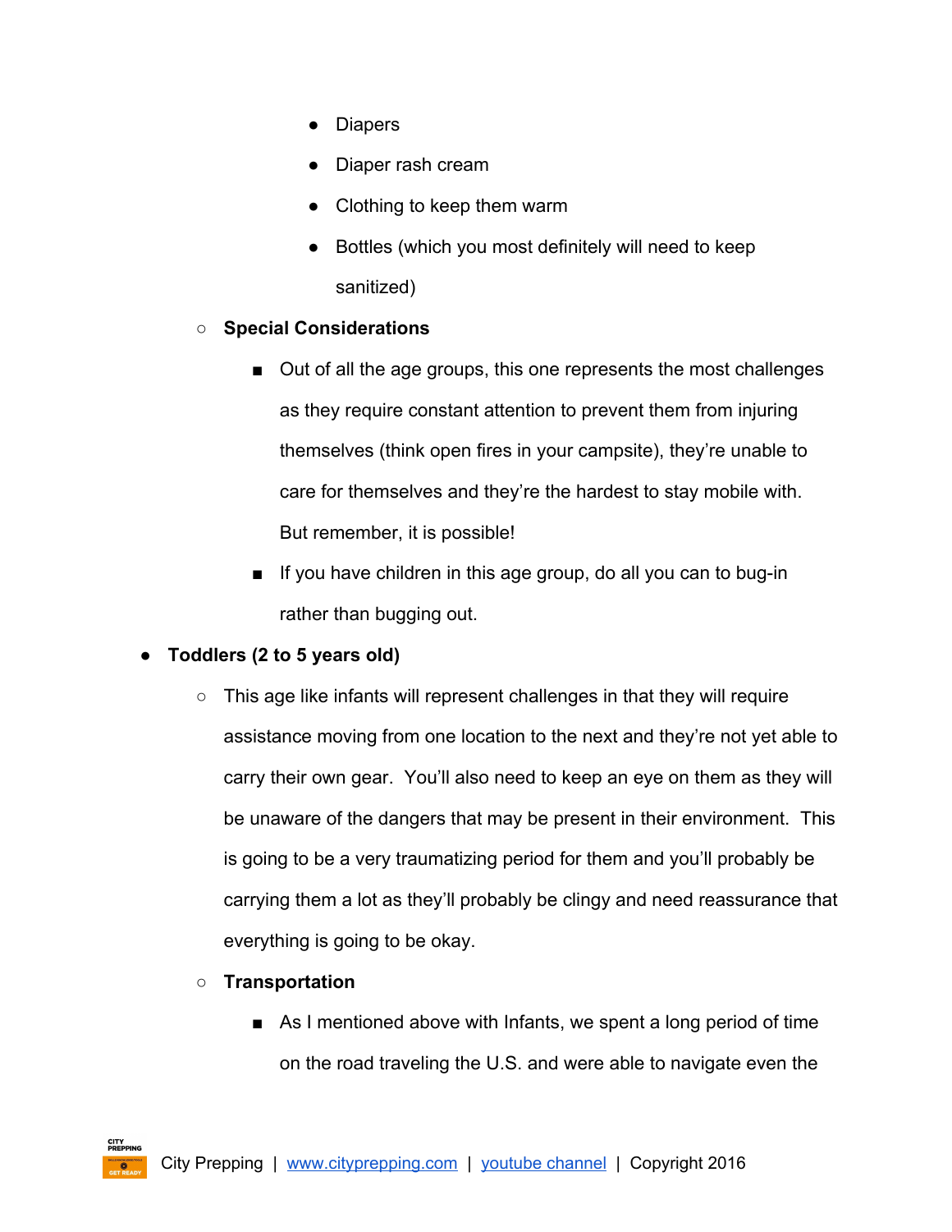- Diapers
        - Diaper rash cream
        - Clothing to keep them warm
        - Bottles (which you most definitely will need to keep sanitized)
    - **Special Considerations**
        - Out of all the age groups, this one represents the most challenges as they require constant attention to prevent them from injuring themselves (think open fires in your campsite), they're unable to care for themselves and they're the hardest to stay mobile with. But remember, it is possible!
        - If you have children in this age group, do all you can to bug-in rather than bugging out.

- **Toddlers (2 to 5 years old)**
    - This age like infants will represent challenges in that they will require assistance moving from one location to the next and they're not yet able to carry their own gear. You'll also need to keep an eye on them as they will be unaware of the dangers that may be present in their environment. This is going to be a very traumatizing period for them and you'll probably be carrying them a lot as they'll probably be clingy and need reassurance that everything is going to be okay.
    - **Transportation**
        - As I mentioned above with Infants, we spent a long period of time on the road traveling the U.S. and were able to navigate even the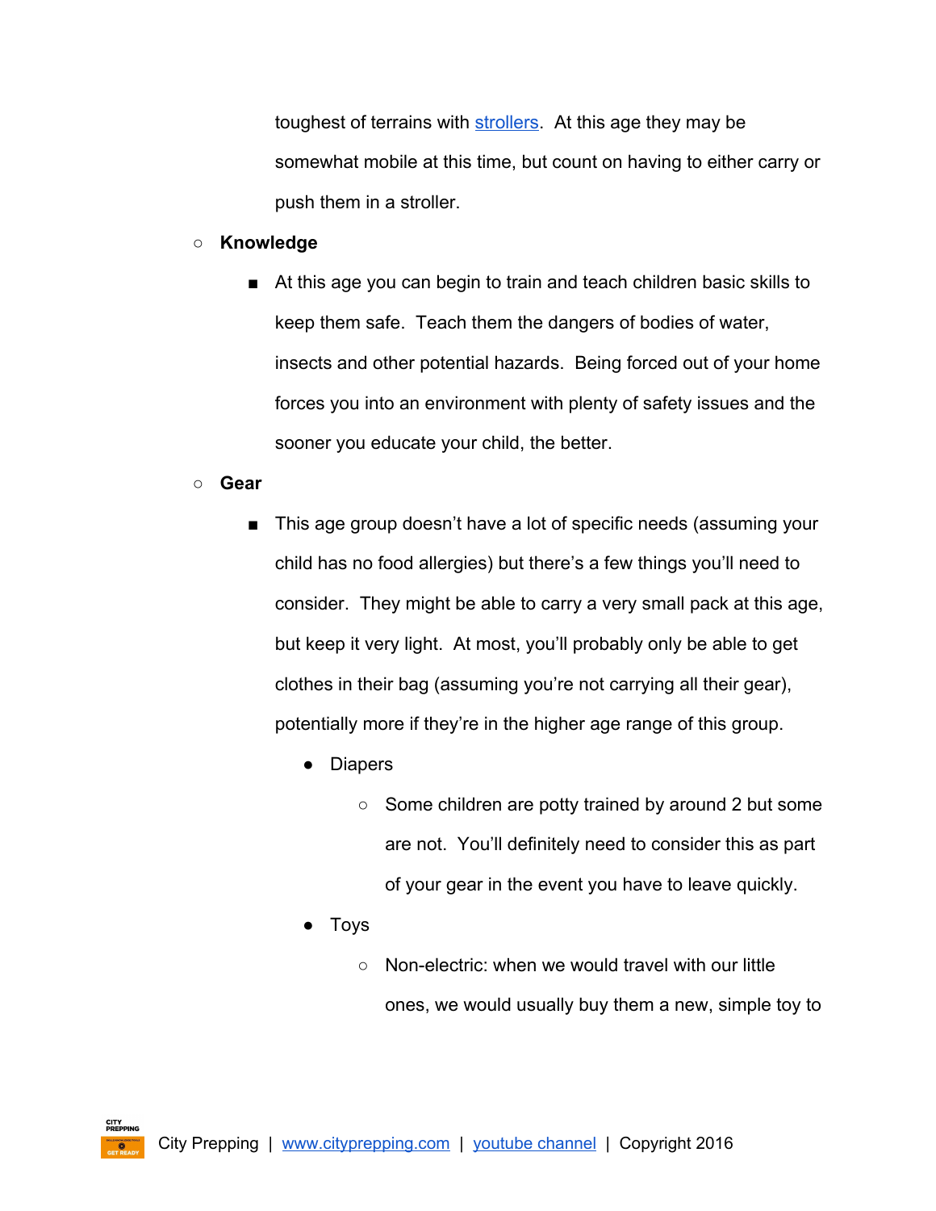toughest of terrains with strollers. At this age they may be somewhat mobile at this time, but count on having to either carry or push them in a stroller.

- **Knowledge**
    - At this age you can begin to train and teach children basic skills to keep them safe. Teach them the dangers of bodies of water, insects and other potential hazards. Being forced out of your home forces you into an environment with plenty of safety issues and the sooner you educate your child, the better.
- **Gear**
    - This age group doesn't have a lot of specific needs (assuming your child has no food allergies) but there's a few things you'll need to consider. They might be able to carry a very small pack at this age, but keep it very light. At most, you'll probably only be able to get clothes in their bag (assuming you're not carrying all their gear), potentially more if they're in the higher age range of this group.
        - Diapers
            - Some children are potty trained by around 2 but some are not. You'll definitely need to consider this as part of your gear in the event you have to leave quickly.
        - Toys
            - Non-electric: when we would travel with our little ones, we would usually buy them a new, simple toy to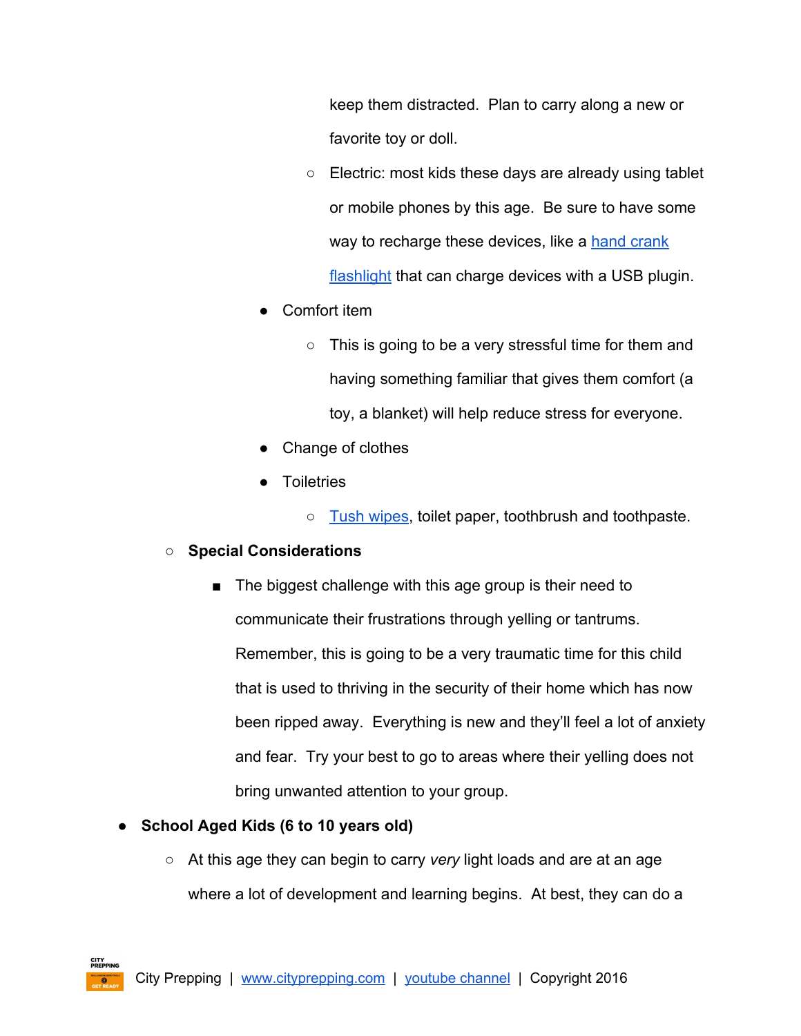keep them distracted. Plan to carry along a new or favorite toy or doll.

        - Electric: most kids these days are already using tablet or mobile phones by this age. Be sure to have some way to recharge these devices, like a [hand crank flashlight] that can charge devices with a USB plugin.

    - Comfort item
        - This is going to be a very stressful time for them and having something familiar that gives them comfort (a toy, a blanket) will help reduce stress for everyone.
    - Change of clothes
    - Toiletries
        - [Tush wipes], toilet paper, toothbrush and toothpaste.

- **Special Considerations**
    - The biggest challenge with this age group is their need to communicate their frustrations through yelling or tantrums. Remember, this is going to be a very traumatic time for this child that is used to thriving in the security of their home which has now been ripped away. Everything is new and they'll feel a lot of anxiety and fear. Try your best to go to areas where their yelling does not bring unwanted attention to your group.

- **School Aged Kids (6 to 10 years old)**
    - At this age they can begin to carry *very* light loads and are at an age where a lot of development and learning begins. At best, they can do a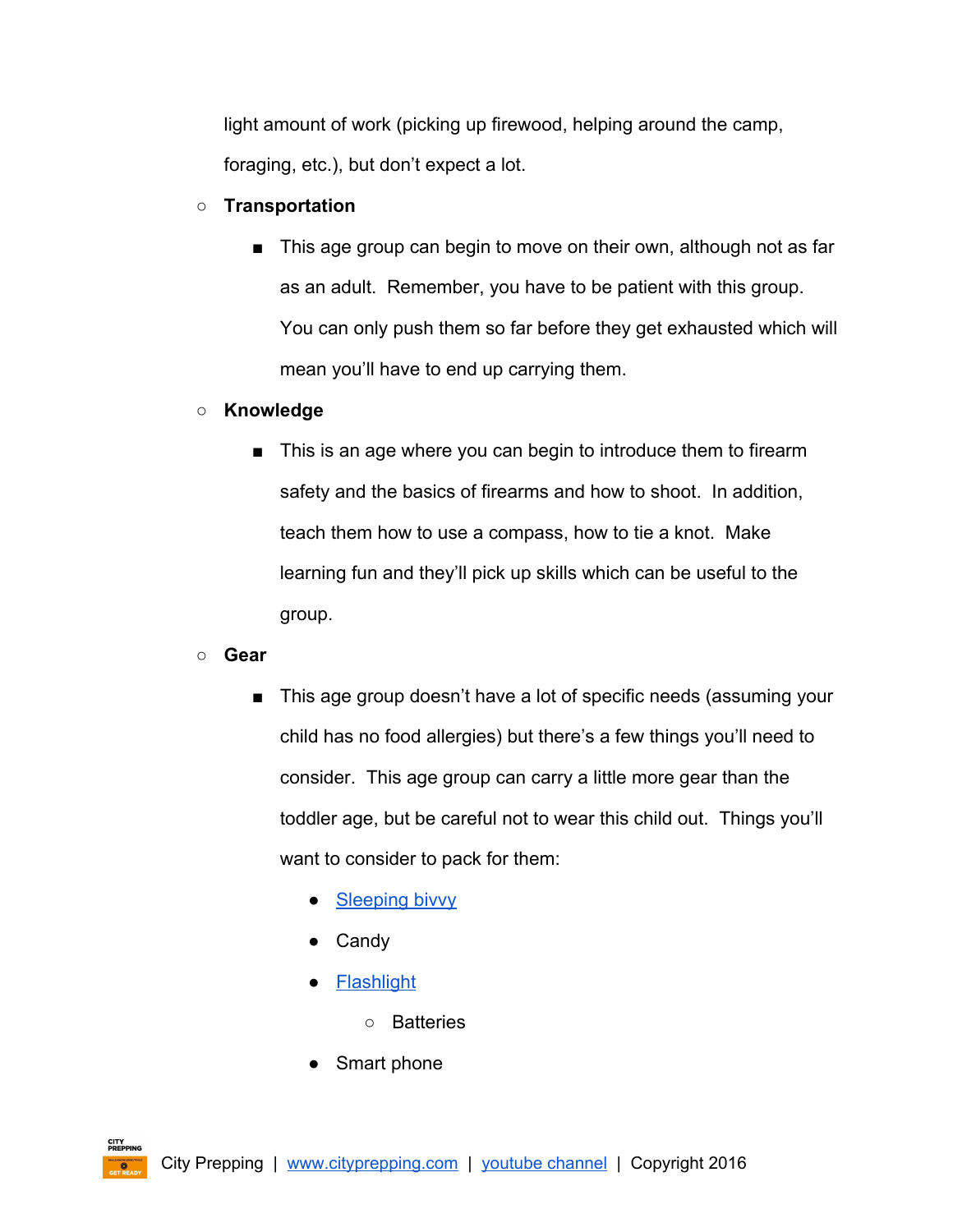light amount of work (picking up firewood, helping around the camp, foraging, etc.), but don't expect a lot.

- **Transportation**
  - This age group can begin to move on their own, although not as far as an adult. Remember, you have to be patient with this group. You can only push them so far before they get exhausted which will mean you'll have to end up carrying them.
- **Knowledge**
  - This is an age where you can begin to introduce them to firearm safety and the basics of firearms and how to shoot. In addition, teach them how to use a compass, how to tie a knot. Make learning fun and they'll pick up skills which can be useful to the group.
- **Gear**
  - This age group doesn't have a lot of specific needs (assuming your child has no food allergies) but there's a few things you'll need to consider. This age group can carry a little more gear than the toddler age, but be careful not to wear this child out. Things you'll want to consider to pack for them:
    - Sleeping bivvy
    - Candy
    - Flashlight
      - Batteries
    - Smart phone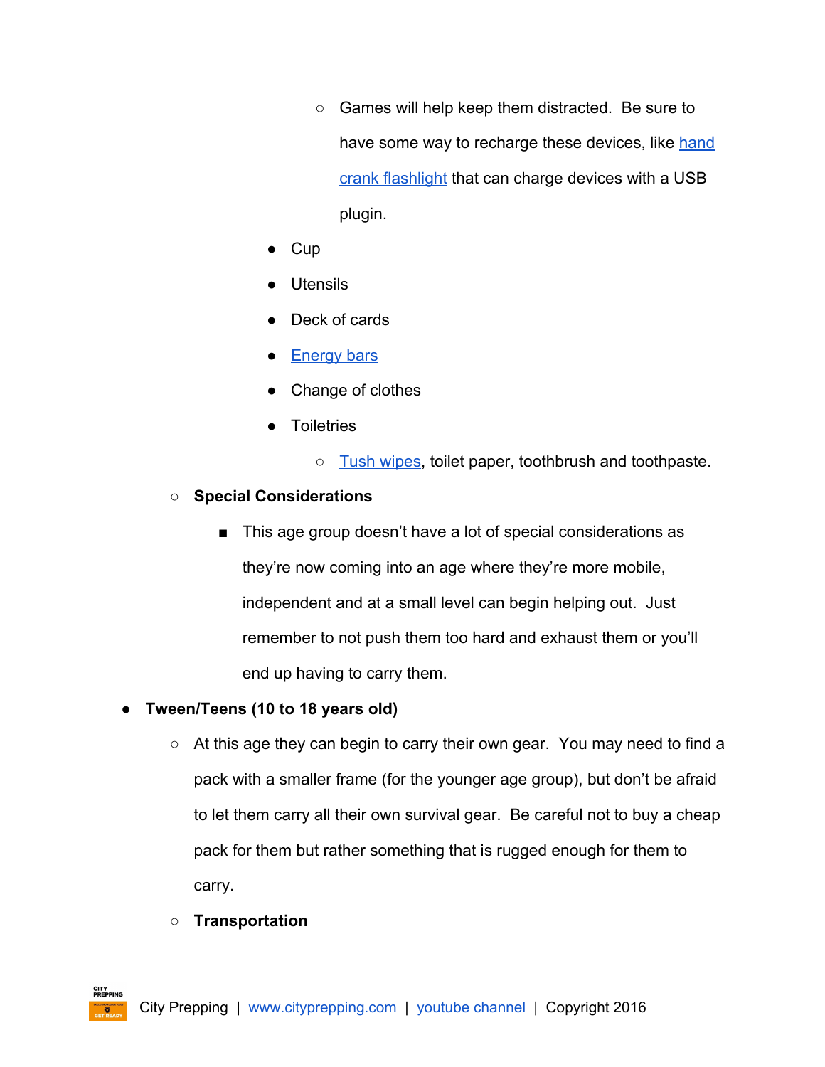- Games will help keep them distracted. Be sure to have some way to recharge these devices, like hand crank flashlight that can charge devices with a USB plugin.
    - Cup
    - Utensils
    - Deck of cards
    - Energy bars
    - Change of clothes
    - Toiletries
        - Tush wipes, toilet paper, toothbrush and toothpaste.
  - **Special Considerations**
    - This age group doesn't have a lot of special considerations as they're now coming into an age where they're more mobile, independent and at a small level can begin helping out. Just remember to not push them too hard and exhaust them or you'll end up having to carry them.
- **Tween/Teens (10 to 18 years old)**
  - At this age they can begin to carry their own gear. You may need to find a pack with a smaller frame (for the younger age group), but don't be afraid to let them carry all their own survival gear. Be careful not to buy a cheap pack for them but rather something that is rugged enough for them to carry.
  - **Transportation**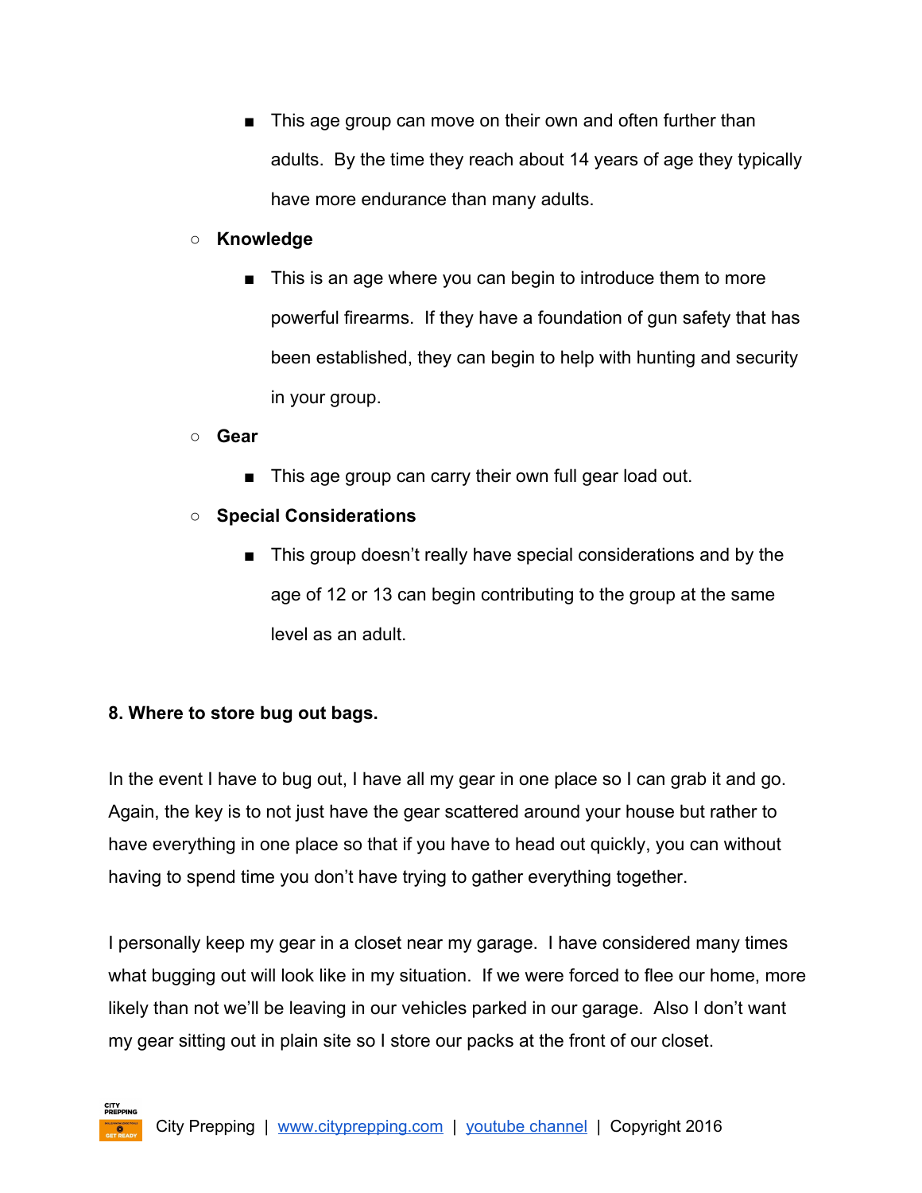- This age group can move on their own and often further than adults. By the time they reach about 14 years of age they typically have more endurance than many adults.
- **Knowledge**
    - This is an age where you can begin to introduce them to more powerful firearms. If they have a foundation of gun safety that has been established, they can begin to help with hunting and security in your group.
- **Gear**
    - This age group can carry their own full gear load out.
- **Special Considerations**
    - This group doesn't really have special considerations and by the age of 12 or 13 can begin contributing to the group at the same level as an adult.

**8. Where to store bug out bags.**

In the event I have to bug out, I have all my gear in one place so I can grab it and go. Again, the key is to not just have the gear scattered around your house but rather to have everything in one place so that if you have to head out quickly, you can without having to spend time you don't have trying to gather everything together.

I personally keep my gear in a closet near my garage. I have considered many times what bugging out will look like in my situation. If we were forced to flee our home, more likely than not we'll be leaving in our vehicles parked in our garage. Also I don't want my gear sitting out in plain site so I store our packs at the front of our closet.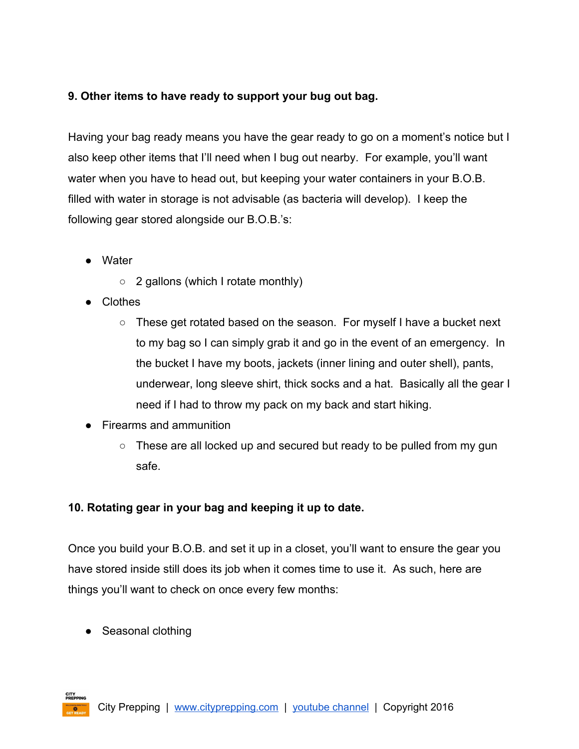**9. Other items to have ready to support your bug out bag.**

Having your bag ready means you have the gear ready to go on a moment's notice but I also keep other items that I'll need when I bug out nearby. For example, you'll want water when you have to head out, but keeping your water containers in your B.O.B. filled with water in storage is not advisable (as bacteria will develop). I keep the following gear stored alongside our B.O.B.'s:

- Water
  - 2 gallons (which I rotate monthly)
- Clothes
  - These get rotated based on the season. For myself I have a bucket next to my bag so I can simply grab it and go in the event of an emergency. In the bucket I have my boots, jackets (inner lining and outer shell), pants, underwear, long sleeve shirt, thick socks and a hat. Basically all the gear I need if I had to throw my pack on my back and start hiking.
- Firearms and ammunition
  - These are all locked up and secured but ready to be pulled from my gun safe.

**10. Rotating gear in your bag and keeping it up to date.**

Once you build your B.O.B. and set it up in a closet, you'll want to ensure the gear you have stored inside still does its job when it comes time to use it. As such, here are things you'll want to check on once every few months:

- Seasonal clothing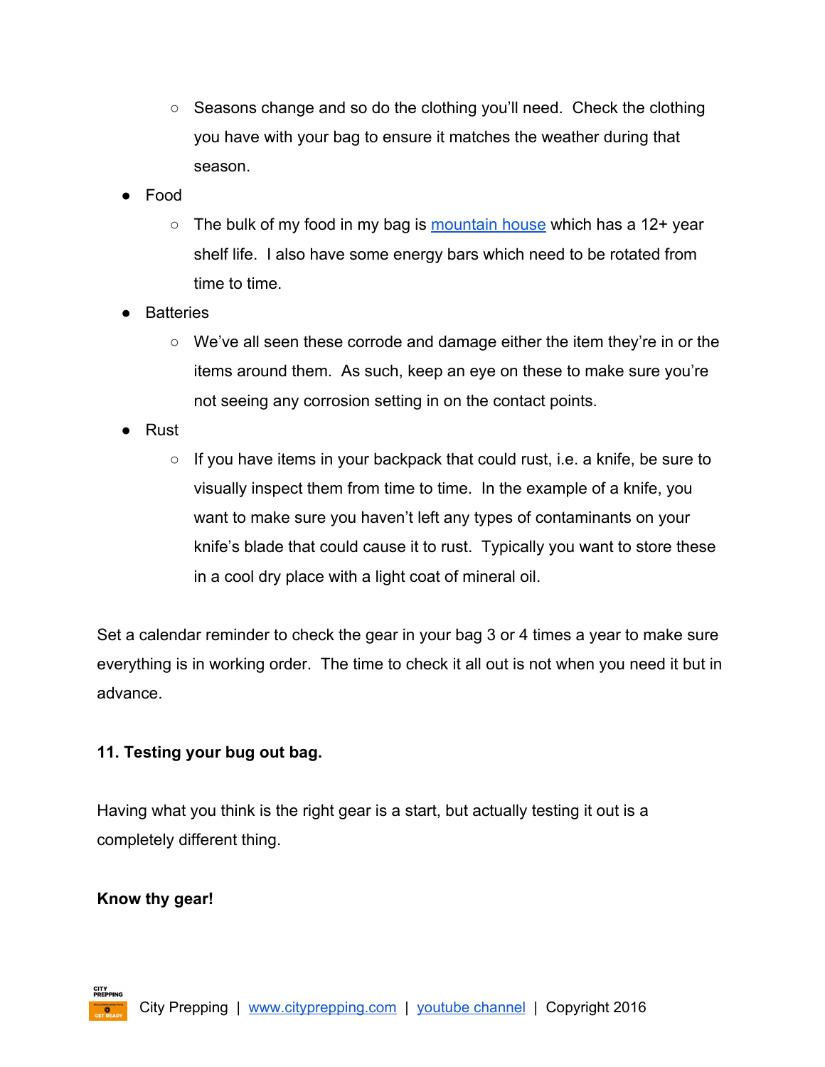- Seasons change and so do the clothing you'll need. Check the clothing you have with your bag to ensure it matches the weather during that season.
- Food
    - The bulk of my food in my bag is [mountain house]() which has a 12+ year shelf life. I also have some energy bars which need to be rotated from time to time.
- Batteries
    - We've all seen these corrode and damage either the item they're in or the items around them. As such, keep an eye on these to make sure you're not seeing any corrosion setting in on the contact points.
- Rust
    - If you have items in your backpack that could rust, i.e. a knife, be sure to visually inspect them from time to time. In the example of a knife, you want to make sure you haven't left any types of contaminants on your knife's blade that could cause it to rust. Typically you want to store these in a cool dry place with a light coat of mineral oil.

Set a calendar reminder to check the gear in your bag 3 or 4 times a year to make sure everything is in working order. The time to check it all out is not when you need it but in advance.

**11. Testing your bug out bag.**

Having what you think is the right gear is a start, but actually testing it out is a completely different thing.

**Know thy gear!**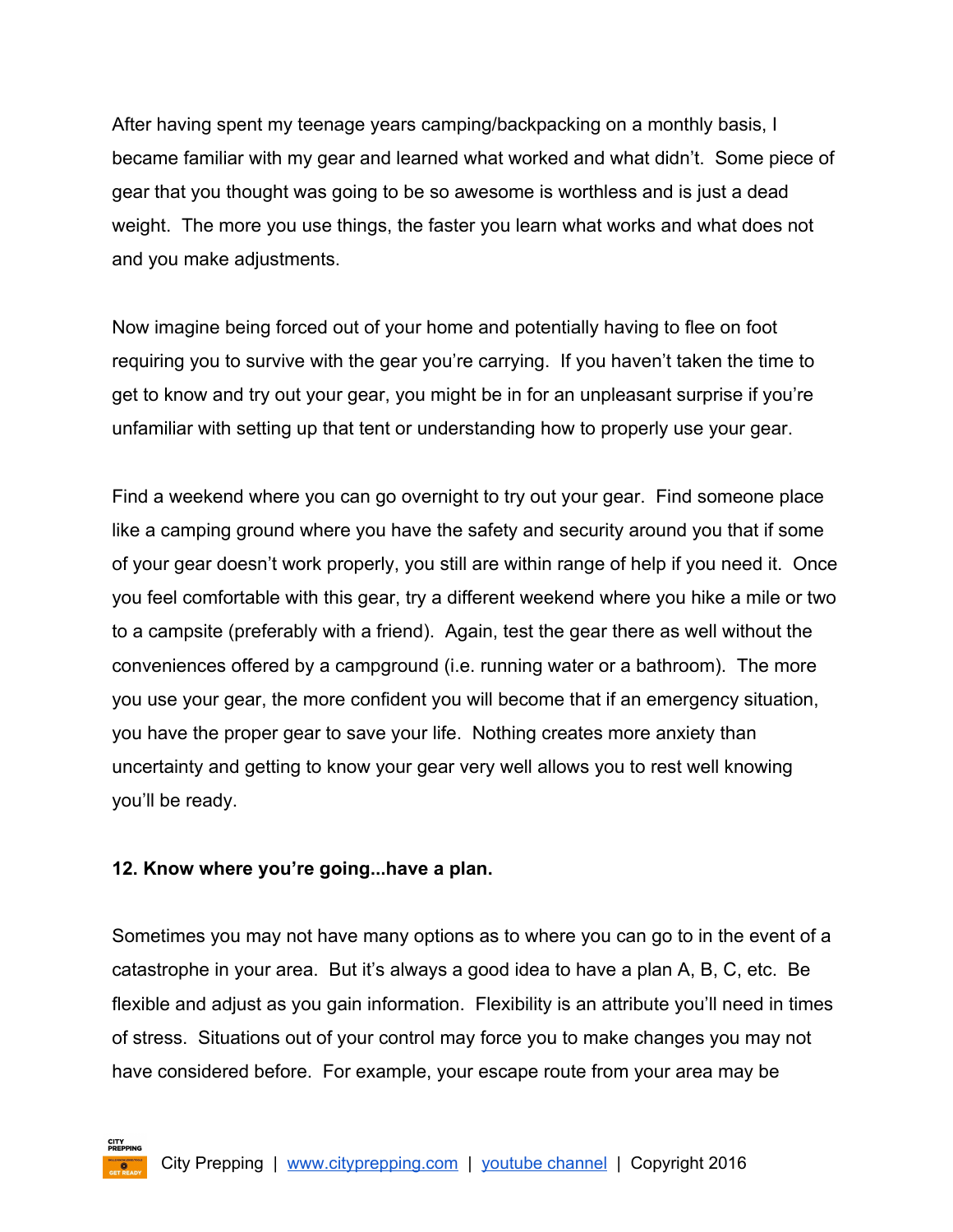After having spent my teenage years camping/backpacking on a monthly basis, I became familiar with my gear and learned what worked and what didn't. Some piece of gear that you thought was going to be so awesome is worthless and is just a dead weight. The more you use things, the faster you learn what works and what does not and you make adjustments.

Now imagine being forced out of your home and potentially having to flee on foot requiring you to survive with the gear you're carrying. If you haven't taken the time to get to know and try out your gear, you might be in for an unpleasant surprise if you're unfamiliar with setting up that tent or understanding how to properly use your gear.

Find a weekend where you can go overnight to try out your gear. Find someone place like a camping ground where you have the safety and security around you that if some of your gear doesn't work properly, you still are within range of help if you need it. Once you feel comfortable with this gear, try a different weekend where you hike a mile or two to a campsite (preferably with a friend). Again, test the gear there as well without the conveniences offered by a campground (i.e. running water or a bathroom). The more you use your gear, the more confident you will become that if an emergency situation, you have the proper gear to save your life. Nothing creates more anxiety than uncertainty and getting to know your gear very well allows you to rest well knowing you'll be ready.

**12. Know where you're going...have a plan.**

Sometimes you may not have many options as to where you can go to in the event of a catastrophe in your area. But it's always a good idea to have a plan A, B, C, etc. Be flexible and adjust as you gain information. Flexibility is an attribute you'll need in times of stress. Situations out of your control may force you to make changes you may not have considered before. For example, your escape route from your area may be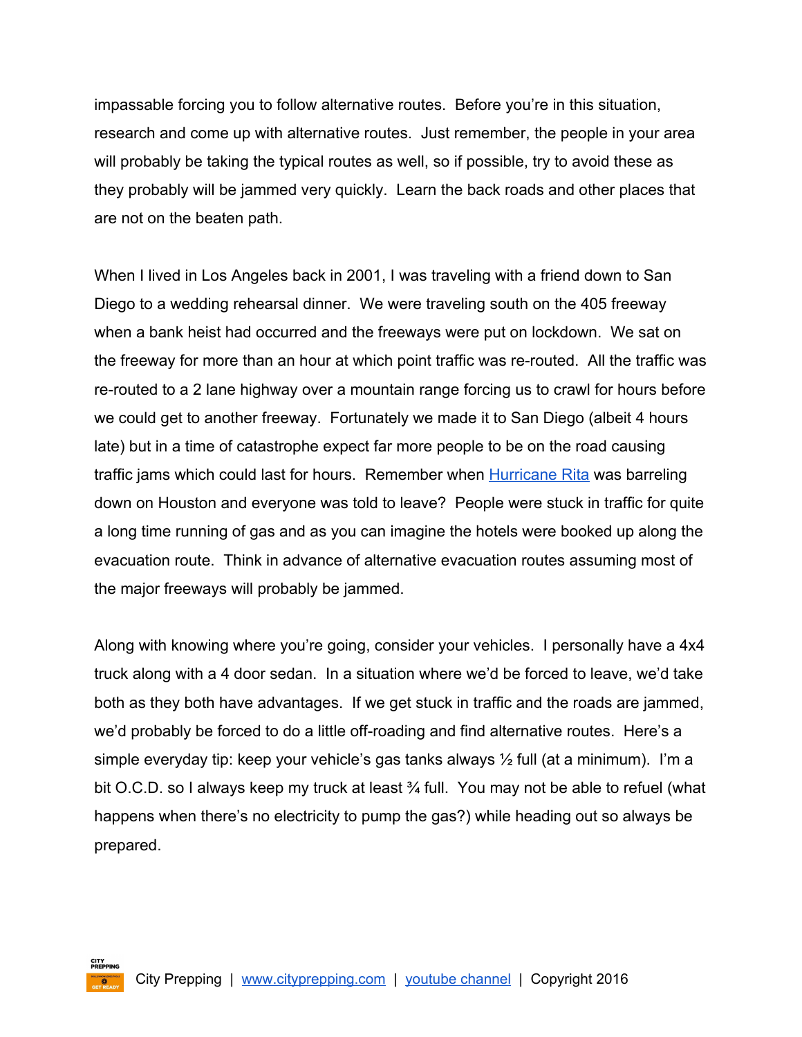impassable forcing you to follow alternative routes. Before you're in this situation, research and come up with alternative routes. Just remember, the people in your area will probably be taking the typical routes as well, so if possible, try to avoid these as they probably will be jammed very quickly. Learn the back roads and other places that are not on the beaten path.

When I lived in Los Angeles back in 2001, I was traveling with a friend down to San Diego to a wedding rehearsal dinner. We were traveling south on the 405 freeway when a bank heist had occurred and the freeways were put on lockdown. We sat on the freeway for more than an hour at which point traffic was re-routed. All the traffic was re-routed to a 2 lane highway over a mountain range forcing us to crawl for hours before we could get to another freeway. Fortunately we made it to San Diego (albeit 4 hours late) but in a time of catastrophe expect far more people to be on the road causing traffic jams which could last for hours. Remember when Hurricane Rita was barreling down on Houston and everyone was told to leave? People were stuck in traffic for quite a long time running of gas and as you can imagine the hotels were booked up along the evacuation route. Think in advance of alternative evacuation routes assuming most of the major freeways will probably be jammed.

Along with knowing where you're going, consider your vehicles. I personally have a 4x4 truck along with a 4 door sedan. In a situation where we'd be forced to leave, we'd take both as they both have advantages. If we get stuck in traffic and the roads are jammed, we'd probably be forced to do a little off-roading and find alternative routes. Here's a simple everyday tip: keep your vehicle's gas tanks always ½ full (at a minimum). I'm a bit O.C.D. so I always keep my truck at least ¾ full. You may not be able to refuel (what happens when there's no electricity to pump the gas?) while heading out so always be prepared.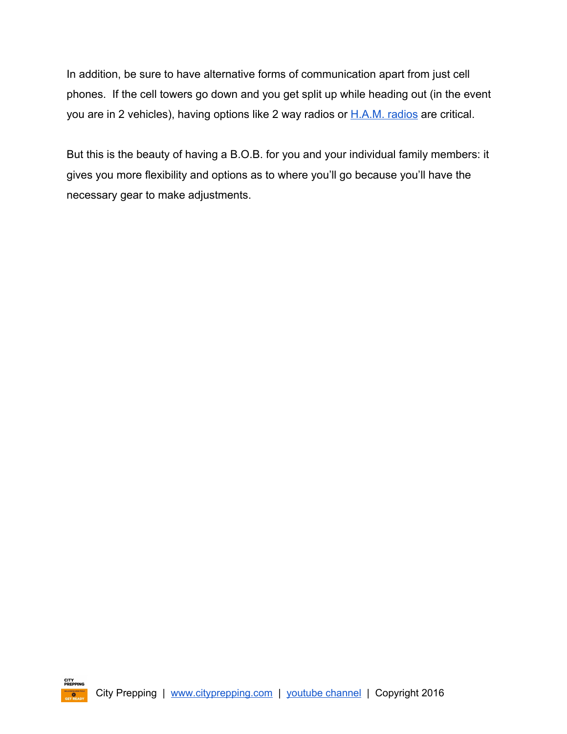In addition, be sure to have alternative forms of communication apart from just cell phones. If the cell towers go down and you get split up while heading out (in the event you are in 2 vehicles), having options like 2 way radios or [H.A.M. radios]() are critical.

But this is the beauty of having a B.O.B. for you and your individual family members: it gives you more flexibility and options as to where you'll go because you'll have the necessary gear to make adjustments.